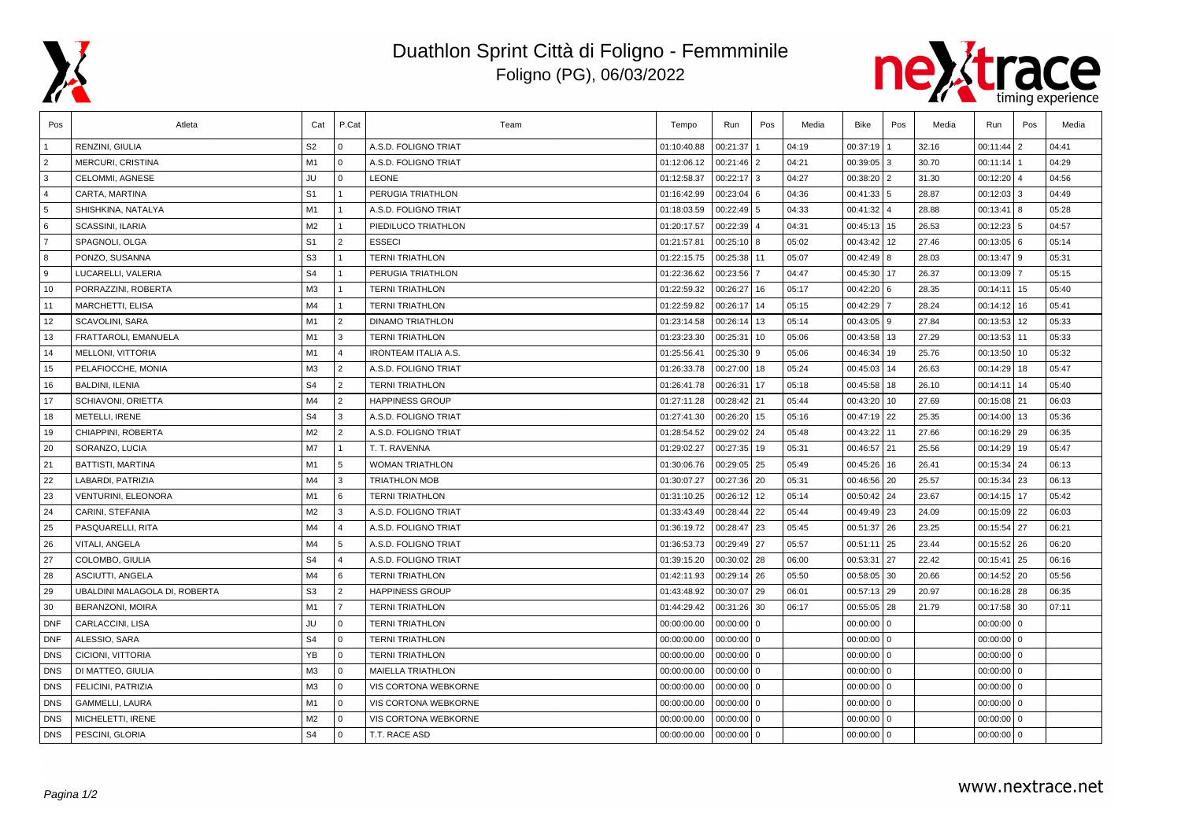# Duathlon Sprint Città di Foligno - Femmminile

Foligno (PG), 06/03/2022

| Pos | Atleta | Cat | P.Cat | Team | Tempo | Run | Pos | Media | Bike | Pos | Media | Run | Pos | Media |
|---|---|---|---|---|---|---|---|---|---|---|---|---|---|---|
| 1 | RENZINI, GIULIA | S2 | 0 | A.S.D. FOLIGNO TRIAT | 01:10:40.88 | 00:21:37 | 1 | 04:19 | 00:37:19 | 1 | 32.16 | 00:11:44 | 2 | 04:41 |
| 2 | MERCURI, CRISTINA | M1 | 0 | A.S.D. FOLIGNO TRIAT | 01:12:06.12 | 00:21:46 | 2 | 04:21 | 00:39:05 | 3 | 30.70 | 00:11:14 | 1 | 04:29 |
| 3 | CELOMMI, AGNESE | JU | 0 | LEONE | 01:12:58.37 | 00:22:17 | 3 | 04:27 | 00:38:20 | 2 | 31.30 | 00:12:20 | 4 | 04:56 |
| 4 | CARTA, MARTINA | S1 | 1 | PERUGIA TRIATHLON | 01:16:42.99 | 00:23:04 | 6 | 04:36 | 00:41:33 | 5 | 28.87 | 00:12:03 | 3 | 04:49 |
| 5 | SHISHKINA, NATALYA | M1 | 1 | A.S.D. FOLIGNO TRIAT | 01:18:03.59 | 00:22:49 | 5 | 04:33 | 00:41:32 | 4 | 28.88 | 00:13:41 | 8 | 05:28 |
| 6 | SCASSINI, ILARIA | M2 | 1 | PIEDILUCO TRIATHLON | 01:20:17.57 | 00:22:39 | 4 | 04:31 | 00:45:13 | 15 | 26.53 | 00:12:23 | 5 | 04:57 |
| 7 | SPAGNOLI, OLGA | S1 | 2 | ESSECI | 01:21:57.81 | 00:25:10 | 8 | 05:02 | 00:43:42 | 12 | 27.46 | 00:13:05 | 6 | 05:14 |
| 8 | PONZO, SUSANNA | S3 | 1 | TERNI TRIATHLON | 01:22:15.75 | 00:25:38 | 11 | 05:07 | 00:42:49 | 8 | 28.03 | 00:13:47 | 9 | 05:31 |
| 9 | LUCARELLI, VALERIA | S4 | 1 | PERUGIA TRIATHLON | 01:22:36.62 | 00:23:56 | 7 | 04:47 | 00:45:30 | 17 | 26.37 | 00:13:09 | 7 | 05:15 |
| 10 | PORRAZZINI, ROBERTA | M3 | 1 | TERNI TRIATHLON | 01:22:59.32 | 00:26:27 | 16 | 05:17 | 00:42:20 | 6 | 28.35 | 00:14:11 | 15 | 05:40 |
| 11 | MARCHETTI, ELISA | M4 | 1 | TERNI TRIATHLON | 01:22:59.82 | 00:26:17 | 14 | 05:15 | 00:42:29 | 7 | 28.24 | 00:14:12 | 16 | 05:41 |
| 12 | SCAVOLINI, SARA | M1 | 2 | DINAMO TRIATHLON | 01:23:14.58 | 00:26:14 | 13 | 05:14 | 00:43:05 | 9 | 27.84 | 00:13:53 | 12 | 05:33 |
| 13 | FRATTAROLI, EMANUELA | M1 | 3 | TERNI TRIATHLON | 01:23:23.30 | 00:25:31 | 10 | 05:06 | 00:43:58 | 13 | 27.29 | 00:13:53 | 11 | 05:33 |
| 14 | MELLONI, VITTORIA | M1 | 4 | IRONTEAM ITALIA A.S. | 01:25:56.41 | 00:25:30 | 9 | 05:06 | 00:46:34 | 19 | 25.76 | 00:13:50 | 10 | 05:32 |
| 15 | PELAFIOCCHE, MONIA | M3 | 2 | A.S.D. FOLIGNO TRIAT | 01:26:33.78 | 00:27:00 | 18 | 05:24 | 00:45:03 | 14 | 26.63 | 00:14:29 | 18 | 05:47 |
| 16 | BALDINI, ILENIA | S4 | 2 | TERNI TRIATHLON | 01:26:41.78 | 00:26:31 | 17 | 05:18 | 00:45:58 | 18 | 26.10 | 00:14:11 | 14 | 05:40 |
| 17 | SCHIAVONI, ORIETTA | M4 | 2 | HAPPINESS GROUP | 01:27:11.28 | 00:28:42 | 21 | 05:44 | 00:43:20 | 10 | 27.69 | 00:15:08 | 21 | 06:03 |
| 18 | METELLI, IRENE | S4 | 3 | A.S.D. FOLIGNO TRIAT | 01:27:41.30 | 00:26:20 | 15 | 05:16 | 00:47:19 | 22 | 25.35 | 00:14:00 | 13 | 05:36 |
| 19 | CHIAPPINI, ROBERTA | M2 | 2 | A.S.D. FOLIGNO TRIAT | 01:28:54.52 | 00:29:02 | 24 | 05:48 | 00:43:22 | 11 | 27.66 | 00:16:29 | 29 | 06:35 |
| 20 | SORANZO, LUCIA | M7 | 1 | T. T. RAVENNA | 01:29:02.27 | 00:27:35 | 19 | 05:31 | 00:46:57 | 21 | 25.56 | 00:14:29 | 19 | 05:47 |
| 21 | BATTISTI, MARTINA | M1 | 5 | WOMAN TRIATHLON | 01:30:06.76 | 00:29:05 | 25 | 05:49 | 00:45:26 | 16 | 26.41 | 00:15:34 | 24 | 06:13 |
| 22 | LABARDI, PATRIZIA | M4 | 3 | TRIATHLON MOB | 01:30:07.27 | 00:27:36 | 20 | 05:31 | 00:46:56 | 20 | 25.57 | 00:15:34 | 23 | 06:13 |
| 23 | VENTURINI, ELEONORA | M1 | 6 | TERNI TRIATHLON | 01:31:10.25 | 00:26:12 | 12 | 05:14 | 00:50:42 | 24 | 23.67 | 00:14:15 | 17 | 05:42 |
| 24 | CARINI, STEFANIA | M2 | 3 | A.S.D. FOLIGNO TRIAT | 01:33:43.49 | 00:28:44 | 22 | 05:44 | 00:49:49 | 23 | 24.09 | 00:15:09 | 22 | 06:03 |
| 25 | PASQUARELLI, RITA | M4 | 4 | A.S.D. FOLIGNO TRIAT | 01:36:19.72 | 00:28:47 | 23 | 05:45 | 00:51:37 | 26 | 23.25 | 00:15:54 | 27 | 06:21 |
| 26 | VITALI, ANGELA | M4 | 5 | A.S.D. FOLIGNO TRIAT | 01:36:53.73 | 00:29:49 | 27 | 05:57 | 00:51:11 | 25 | 23.44 | 00:15:52 | 26 | 06:20 |
| 27 | COLOMBO, GIULIA | S4 | 4 | A.S.D. FOLIGNO TRIAT | 01:39:15.20 | 00:30:02 | 28 | 06:00 | 00:53:31 | 27 | 22.42 | 00:15:41 | 25 | 06:16 |
| 28 | ASCIUTTI, ANGELA | M4 | 6 | TERNI TRIATHLON | 01:42:11.93 | 00:29:14 | 26 | 05:50 | 00:58:05 | 30 | 20.66 | 00:14:52 | 20 | 05:56 |
| 29 | UBALDINI MALAGOLA DI, ROBERTA | S3 | 2 | HAPPINESS GROUP | 01:43:48.92 | 00:30:07 | 29 | 06:01 | 00:57:13 | 29 | 20.97 | 00:16:28 | 28 | 06:35 |
| 30 | BERANZONI, MOIRA | M1 | 7 | TERNI TRIATHLON | 01:44:29.42 | 00:31:26 | 30 | 06:17 | 00:55:05 | 28 | 21.79 | 00:17:58 | 30 | 07:11 |
| DNF | CARLACCINI, LISA | JU | 0 | TERNI TRIATHLON | 00:00:00.00 | 00:00:00 | 0 | | 00:00:00 | 0 | | 00:00:00 | 0 | |
| DNF | ALESSIO, SARA | S4 | 0 | TERNI TRIATHLON | 00:00:00.00 | 00:00:00 | 0 | | 00:00:00 | 0 | | 00:00:00 | 0 | |
| DNS | CICIONI, VITTORIA | YB | 0 | TERNI TRIATHLON | 00:00:00.00 | 00:00:00 | 0 | | 00:00:00 | 0 | | 00:00:00 | 0 | |
| DNS | DI MATTEO, GIULIA | M3 | 0 | MAIELLA TRIATHLON | 00:00:00.00 | 00:00:00 | 0 | | 00:00:00 | 0 | | 00:00:00 | 0 | |
| DNS | FELICINI, PATRIZIA | M3 | 0 | VIS CORTONA WEBKORNE | 00:00:00.00 | 00:00:00 | 0 | | 00:00:00 | 0 | | 00:00:00 | 0 | |
| DNS | GAMMELLI, LAURA | M1 | 0 | VIS CORTONA WEBKORNE | 00:00:00.00 | 00:00:00 | 0 | | 00:00:00 | 0 | | 00:00:00 | 0 | |
| DNS | MICHELETTI, IRENE | M2 | 0 | VIS CORTONA WEBKORNE | 00:00:00.00 | 00:00:00 | 0 | | 00:00:00 | 0 | | 00:00:00 | 0 | |
| DNS | PESCINI, GLORIA | S4 | 0 | T.T. RACE ASD | 00:00:00.00 | 00:00:00 | 0 | | 00:00:00 | 0 | | 00:00:00 | 0 | |

www.nextrace.net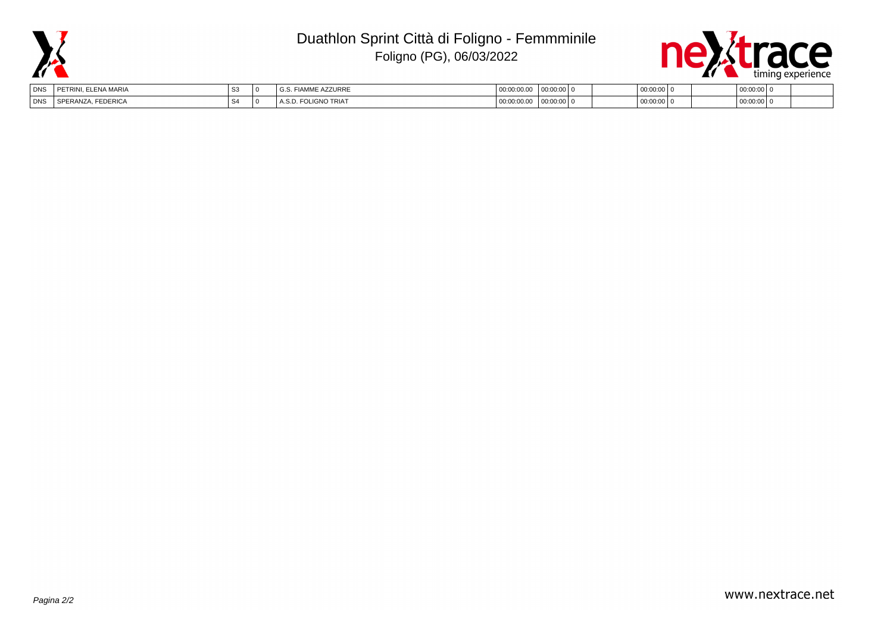# Duathlon Sprint Città di Foligno - Femmminile

Foligno (PG), 06/03/2022

| | | | | | | | | | | | | | | |
|---|---|---|---|---|---|---|---|---|---|---|---|---|---|---|
| DNS | PETRINI, ELENA MARIA | S3 | 0 | G.S. FIAMME AZZURRE | 00:00:00.00 | 00:00:00 | 0 | | 00:00:00 | 0 | | 00:00:00 | 0 | |
| DNS | SPERANZA, FEDERICA | S4 | 0 | A.S.D. FOLIGNO TRIAT | 00:00:00.00 | 00:00:00 | 0 | | 00:00:00 | 0 | | 00:00:00 | 0 | |

www.nextrace.net